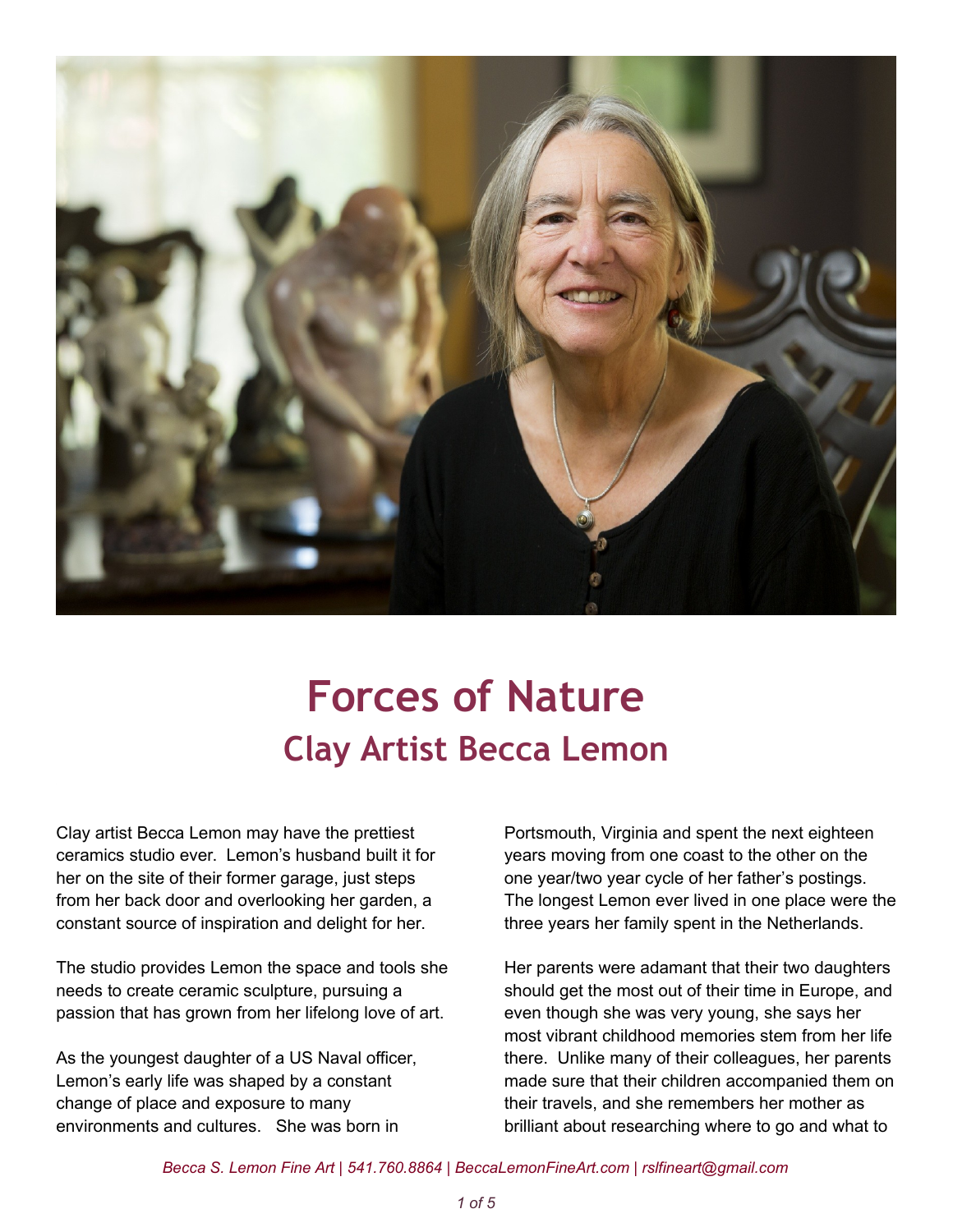# Forces of Nature

## Clay Artist Becca Lemon

Clay artist Becca Lemon may have the prettiest ceramics studio ever. Lemon's husband built it for her on the site of their former garage, just steps from her back door and overlooking her garden, a constant source of inspiration and delight for her.

The studio provides Lemon the space and tools she needs to create ceramic sculpture, pursuing a passion that has grown from her lifelong love of art.

As the youngest daughter of a US Naval officer, Lemon's early life was shaped by a constant change of place and exposure to many environments and cultures. She was born in Portsmouth, Virginia and spent the next eighteen years moving from one coast to the other on the one year/two year cycle of her father's postings. The longest Lemon ever lived in one place were the three years her family spent in the Netherlands.

Her parents were adamant that their two daughters should get the most out of their time in Europe, and even though she was very young, she says her most vibrant childhood memories stem from her life there. Unlike many of their colleagues, her parents made sure that their children accompanied them on their travels, and she remembers her mother as brilliant about researching where to go and what to

*Becca S. Lemon Fine Art | 541.760.8864 | BeccaLemonFineArt.com | rslfineart@gmail.com*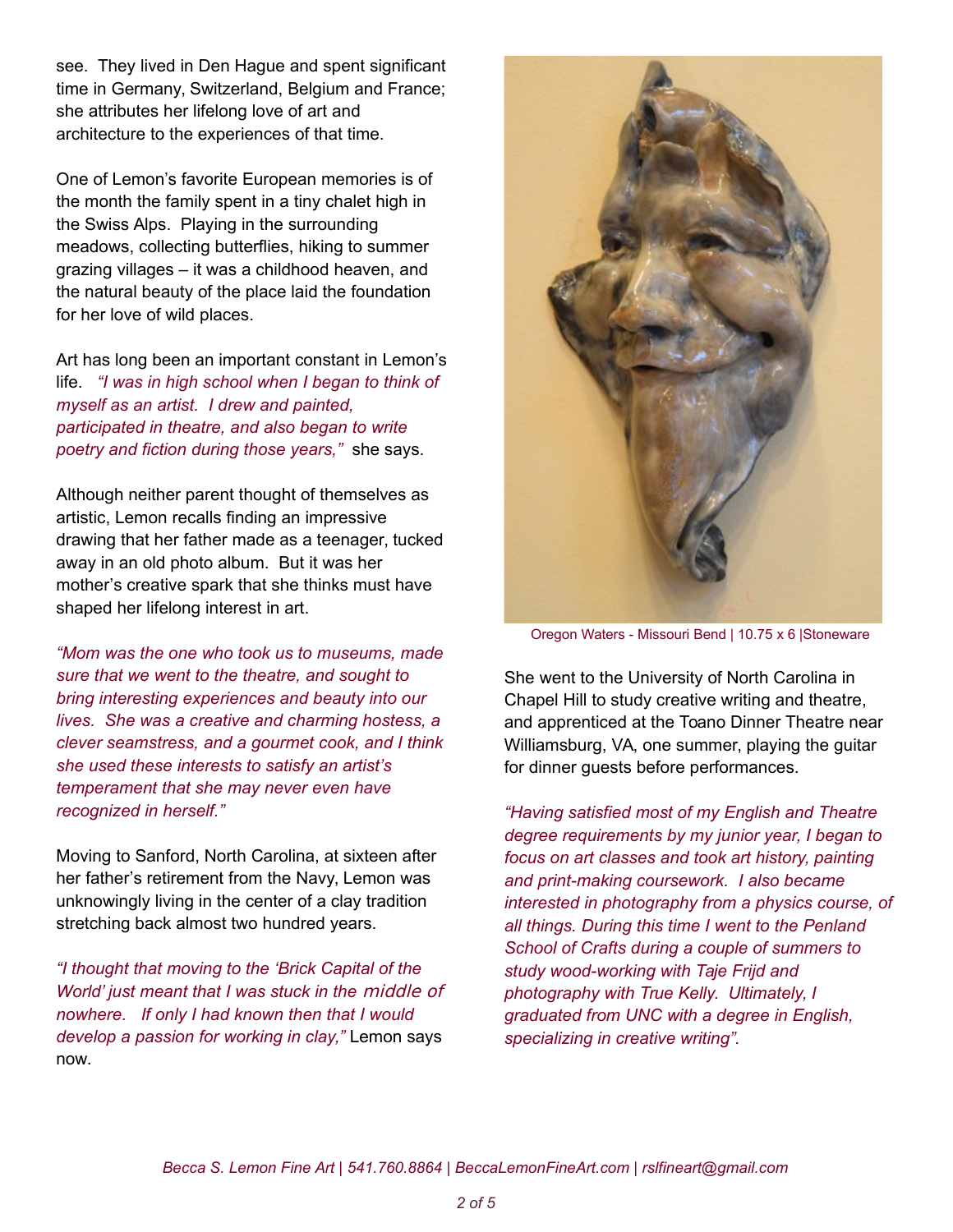see. They lived in Den Hague and spent significant time in Germany, Switzerland, Belgium and France; she attributes her lifelong love of art and architecture to the experiences of that time.

One of Lemon's favorite European memories is of the month the family spent in a tiny chalet high in the Swiss Alps. Playing in the surrounding meadows, collecting butterflies, hiking to summer grazing villages – it was a childhood heaven, and the natural beauty of the place laid the foundation for her love of wild places.

Art has long been an important constant in Lemon's life. *"I was in high school when I began to think of myself as an artist. I drew and painted, participated in theatre, and also began to write poetry and fiction during those years,"* she says.

Although neither parent thought of themselves as artistic, Lemon recalls finding an impressive drawing that her father made as a teenager, tucked away in an old photo album. But it was her mother's creative spark that she thinks must have shaped her lifelong interest in art.

*"Mom was the one who took us to museums, made sure that we went to the theatre, and sought to bring interesting experiences and beauty into our lives. She was a creative and charming hostess, a clever seamstress, and a gourmet cook, and I think she used these interests to satisfy an artist's temperament that she may never even have recognized in herself."*

Moving to Sanford, North Carolina, at sixteen after her father's retirement from the Navy, Lemon was unknowingly living in the center of a clay tradition stretching back almost two hundred years.

*"I thought that moving to the 'Brick Capital of the World' just meant that I was stuck in the middle of nowhere. If only I had known then that I would develop a passion for working in clay,"* Lemon says now.

Oregon Waters - Missouri Bend | 10.75 x 6 |Stoneware

She went to the University of North Carolina in Chapel Hill to study creative writing and theatre, and apprenticed at the Toano Dinner Theatre near Williamsburg, VA, one summer, playing the guitar for dinner guests before performances.

*"Having satisfied most of my English and Theatre degree requirements by my junior year, I began to focus on art classes and took art history, painting and print-making coursework. I also became interested in photography from a physics course, of all things. During this time I went to the Penland School of Crafts during a couple of summers to study wood-working with Taje Frijd and photography with True Kelly. Ultimately, I graduated from UNC with a degree in English, specializing in creative writing".*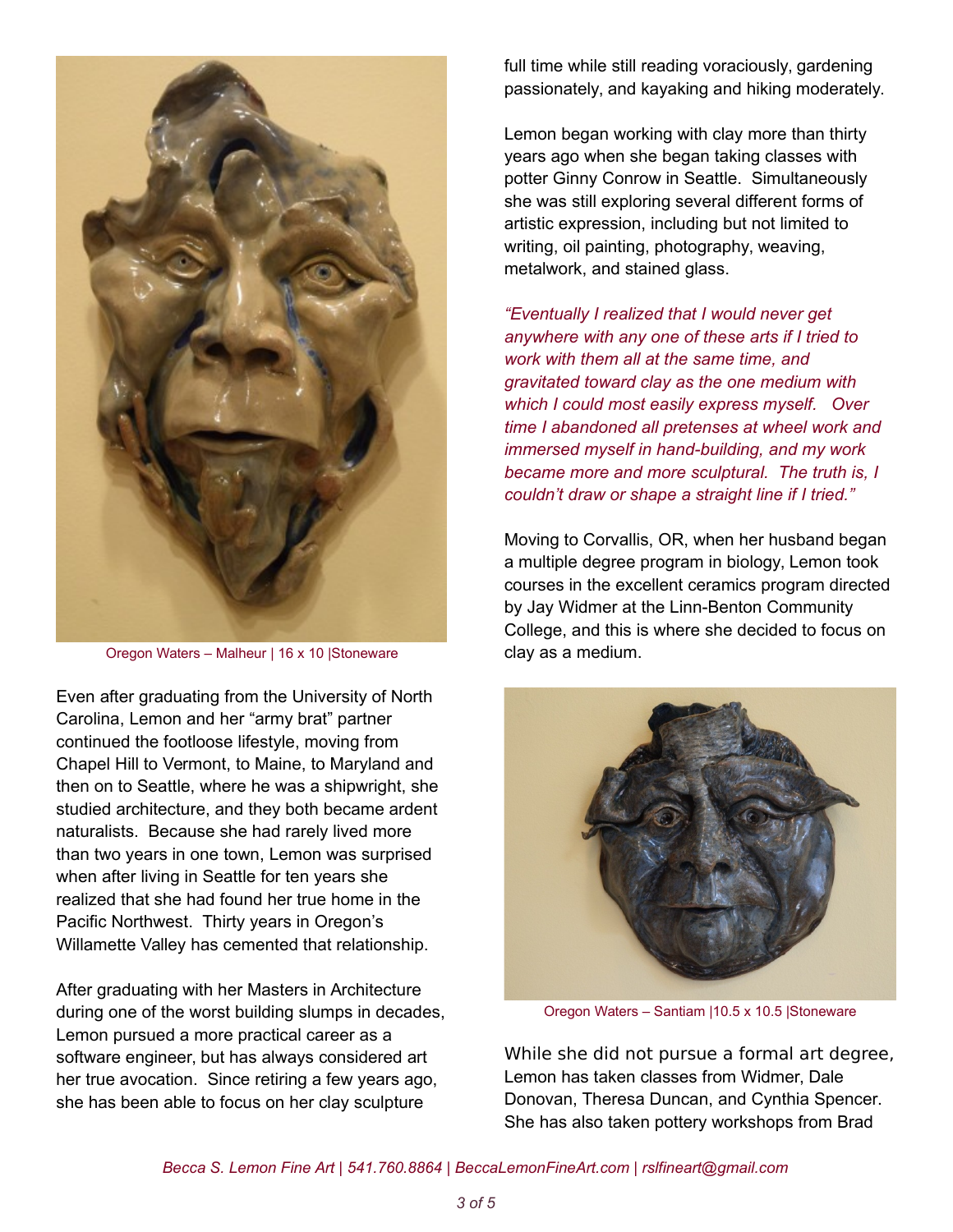Oregon Waters – Malheur | 16 x 10 |Stoneware

Even after graduating from the University of North Carolina, Lemon and her "army brat" partner continued the footloose lifestyle, moving from Chapel Hill to Vermont, to Maine, to Maryland and then on to Seattle, where he was a shipwright, she studied architecture, and they both became ardent naturalists. Because she had rarely lived more than two years in one town, Lemon was surprised when after living in Seattle for ten years she realized that she had found her true home in the Pacific Northwest. Thirty years in Oregon's Willamette Valley has cemented that relationship.

After graduating with her Masters in Architecture during one of the worst building slumps in decades, Lemon pursued a more practical career as a software engineer, but has always considered art her true avocation. Since retiring a few years ago, she has been able to focus on her clay sculpture full time while still reading voraciously, gardening passionately, and kayaking and hiking moderately.

Lemon began working with clay more than thirty years ago when she began taking classes with potter Ginny Conrow in Seattle. Simultaneously she was still exploring several different forms of artistic expression, including but not limited to writing, oil painting, photography, weaving, metalwork, and stained glass.

*"Eventually I realized that I would never get anywhere with any one of these arts if I tried to work with them all at the same time, and gravitated toward clay as the one medium with which I could most easily express myself. Over time I abandoned all pretenses at wheel work and immersed myself in hand-building, and my work became more and more sculptural. The truth is, I couldn't draw or shape a straight line if I tried."*

Moving to Corvallis, OR, when her husband began a multiple degree program in biology, Lemon took courses in the excellent ceramics program directed by Jay Widmer at the Linn-Benton Community College, and this is where she decided to focus on clay as a medium.

Oregon Waters – Santiam |10.5 x 10.5 |Stoneware

While she did not pursue a formal art degree, Lemon has taken classes from Widmer, Dale Donovan, Theresa Duncan, and Cynthia Spencer. She has also taken pottery workshops from Brad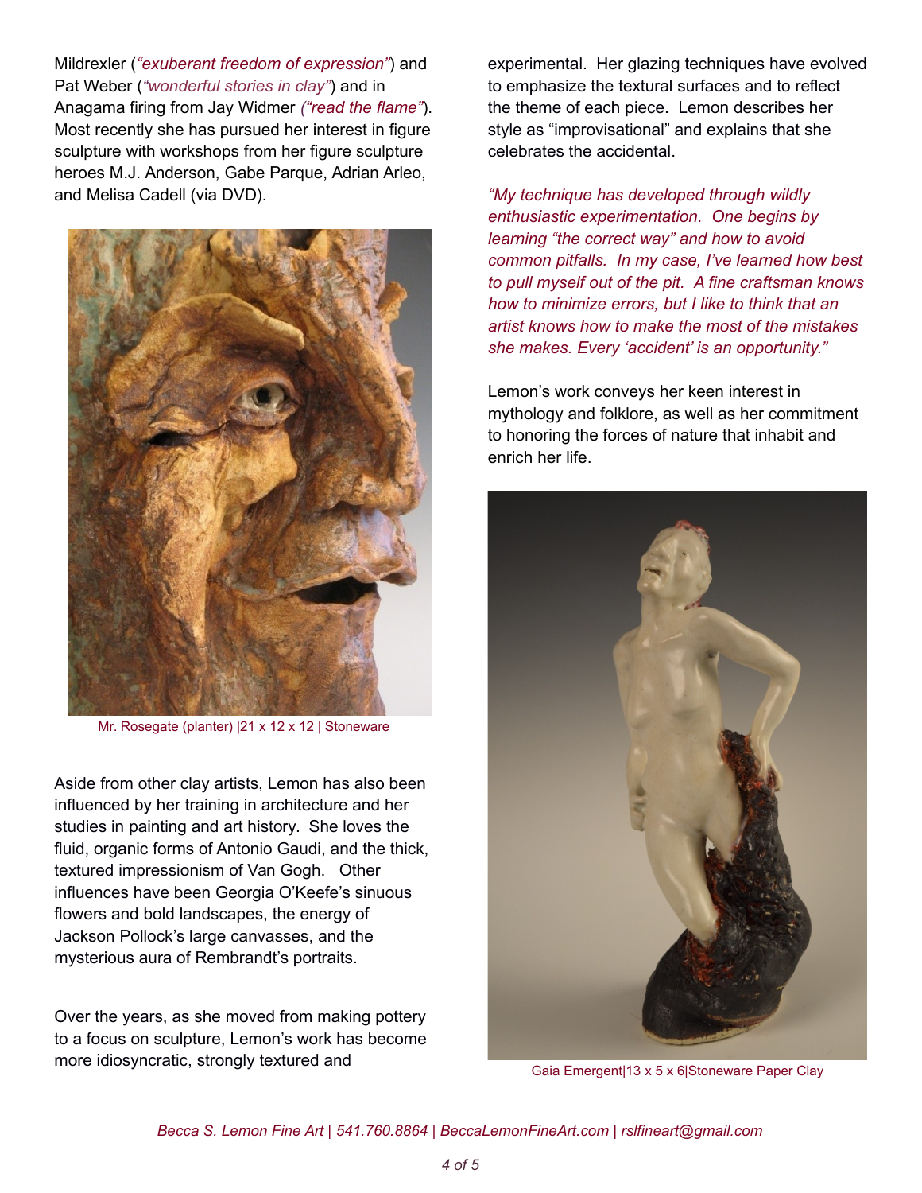Mildrexler (*"exuberant freedom of expression"*) and Pat Weber (*"wonderful stories in clay"*) and in Anagama firing from Jay Widmer *("read the flame")*. Most recently she has pursued her interest in figure sculpture with workshops from her figure sculpture heroes M.J. Anderson, Gabe Parque, Adrian Arleo, and Melisa Cadell (via DVD).

Mr. Rosegate (planter) |21 x 12 x 12 | Stoneware

Aside from other clay artists, Lemon has also been influenced by her training in architecture and her studies in painting and art history. She loves the fluid, organic forms of Antonio Gaudi, and the thick, textured impressionism of Van Gogh. Other influences have been Georgia O'Keefe's sinuous flowers and bold landscapes, the energy of Jackson Pollock's large canvasses, and the mysterious aura of Rembrandt's portraits.

Over the years, as she moved from making pottery to a focus on sculpture, Lemon's work has become more idiosyncratic, strongly textured and experimental. Her glazing techniques have evolved to emphasize the textural surfaces and to reflect the theme of each piece. Lemon describes her style as "improvisational" and explains that she celebrates the accidental.

*"My technique has developed through wildly enthusiastic experimentation. One begins by learning "the correct way" and how to avoid common pitfalls. In my case, I've learned how best to pull myself out of the pit. A fine craftsman knows how to minimize errors, but I like to think that an artist knows how to make the most of the mistakes she makes. Every 'accident' is an opportunity."*

Lemon's work conveys her keen interest in mythology and folklore, as well as her commitment to honoring the forces of nature that inhabit and enrich her life.

Gaia Emergent|13 x 5 x 6|Stoneware Paper Clay

*Becca S. Lemon Fine Art | 541.760.8864 | BeccaLemonFineArt.com | rslfineart@gmail.com*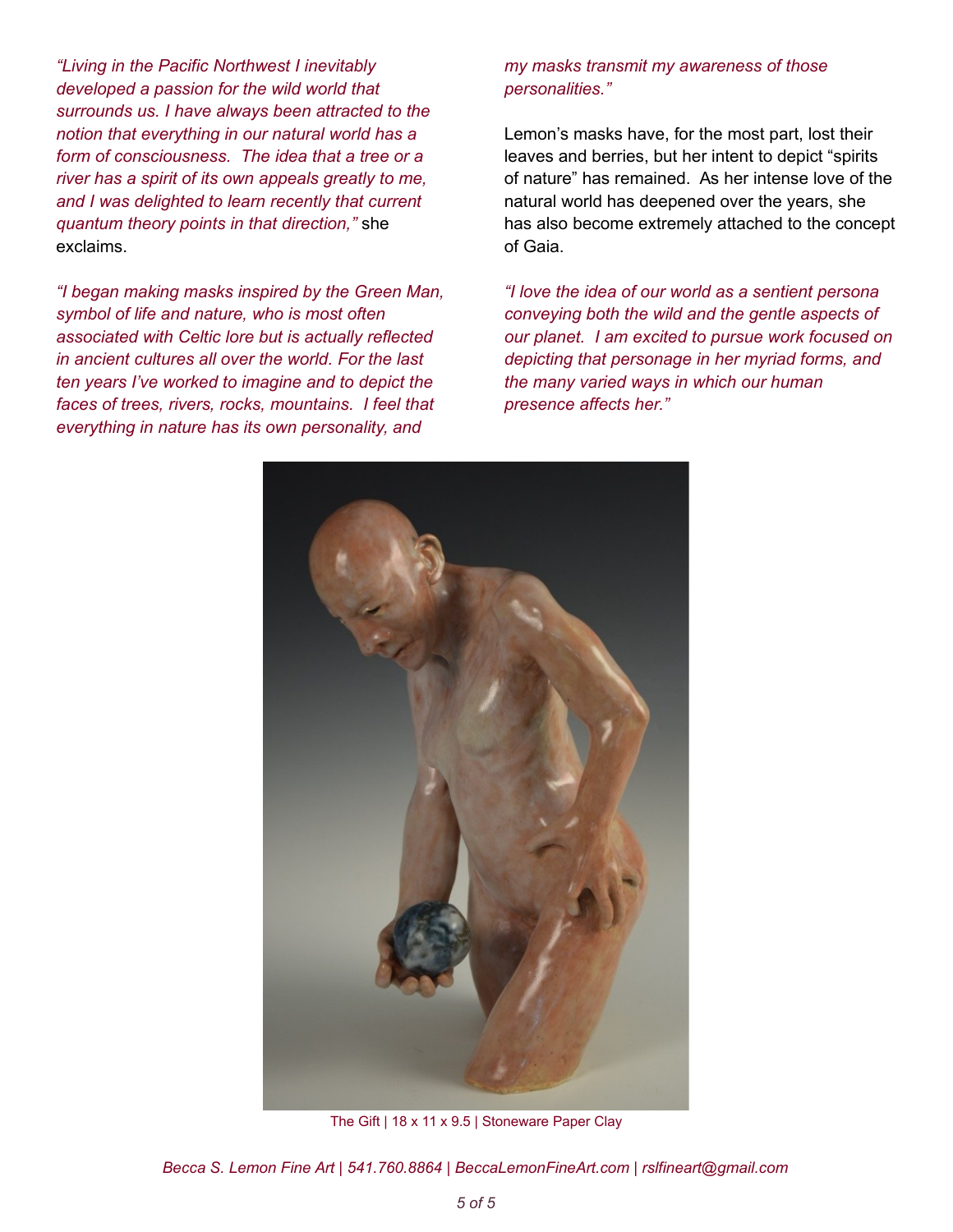*"Living in the Pacific Northwest I inevitably developed a passion for the wild world that surrounds us. I have always been attracted to the notion that everything in our natural world has a form of consciousness. The idea that a tree or a river has a spirit of its own appeals greatly to me, and I was delighted to learn recently that current quantum theory points in that direction,"* she exclaims.

*"I began making masks inspired by the Green Man, symbol of life and nature, who is most often associated with Celtic lore but is actually reflected in ancient cultures all over the world. For the last ten years I've worked to imagine and to depict the faces of trees, rivers, rocks, mountains. I feel that everything in nature has its own personality, and my masks transmit my awareness of those personalities."*

Lemon's masks have, for the most part, lost their leaves and berries, but her intent to depict "spirits of nature" has remained. As her intense love of the natural world has deepened over the years, she has also become extremely attached to the concept of Gaia.

*"I love the idea of our world as a sentient persona conveying both the wild and the gentle aspects of our planet. I am excited to pursue work focused on depicting that personage in her myriad forms, and the many varied ways in which our human presence affects her."*

The Gift | 18 x 11 x 9.5 | Stoneware Paper Clay

*Becca S. Lemon Fine Art | 541.760.8864 | BeccaLemonFineArt.com | rslfineart@gmail.com*